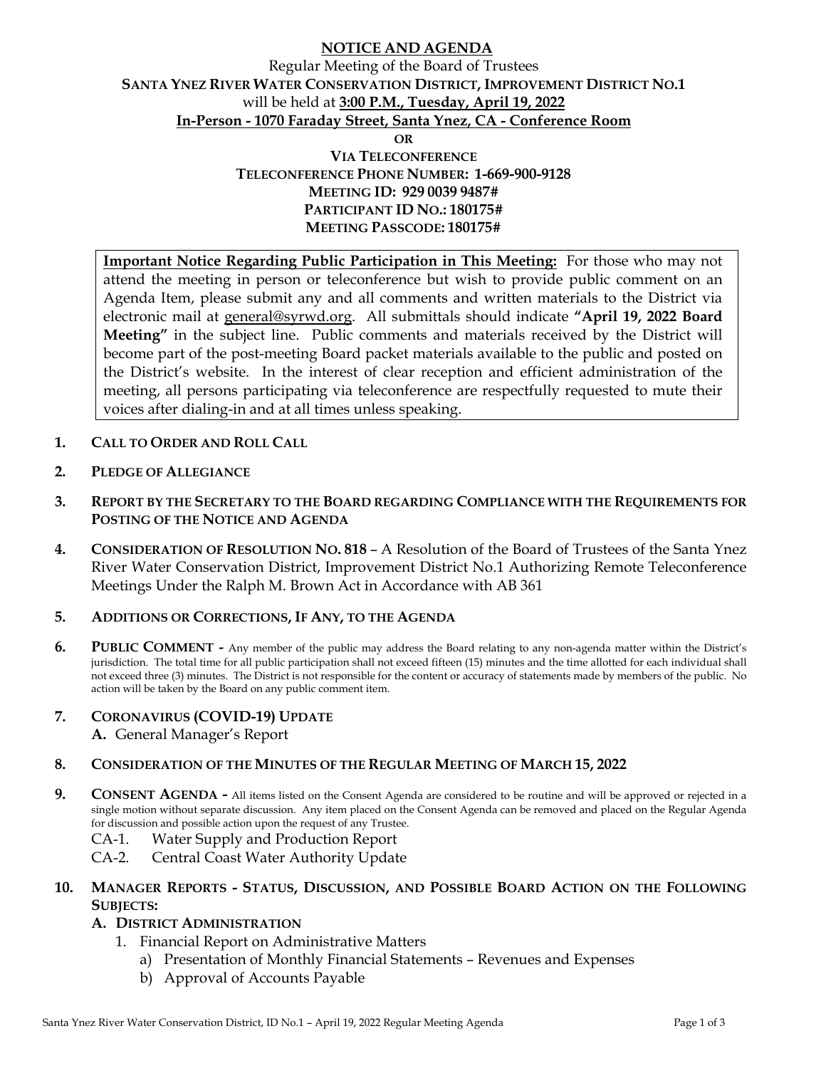# NOTICE AND AGENDA

Regular Meeting of the Board of Trustees
**SANTA YNEZ RIVER WATER CONSERVATION DISTRICT, IMPROVEMENT DISTRICT NO.1**
will be held at **3:00 P.M., Tuesday, April 19, 2022**
**In-Person - 1070 Faraday Street, Santa Ynez, CA - Conference Room**
**OR**
**VIA TELECONFERENCE**
**TELECONFERENCE PHONE NUMBER: 1-669-900-9128**
**MEETING ID: 929 0039 9487#**
**PARTICIPANT ID NO.: 180175#**
**MEETING PASSCODE: 180175#**

> **Important Notice Regarding Public Participation in This Meeting:** For those who may not attend the meeting in person or teleconference but wish to provide public comment on an Agenda Item, please submit any and all comments and written materials to the District via electronic mail at general@syrwd.org. All submittals should indicate **"April 19, 2022 Board Meeting"** in the subject line. Public comments and materials received by the District will become part of the post-meeting Board packet materials available to the public and posted on the District's website. In the interest of clear reception and efficient administration of the meeting, all persons participating via teleconference are respectfully requested to mute their voices after dialing-in and at all times unless speaking.

1. **CALL TO ORDER AND ROLL CALL**

2. **PLEDGE OF ALLEGIANCE**

3. **REPORT BY THE SECRETARY TO THE BOARD REGARDING COMPLIANCE WITH THE REQUIREMENTS FOR POSTING OF THE NOTICE AND AGENDA**

4. **CONSIDERATION OF RESOLUTION NO. 818** – A Resolution of the Board of Trustees of the Santa Ynez River Water Conservation District, Improvement District No.1 Authorizing Remote Teleconference Meetings Under the Ralph M. Brown Act in Accordance with AB 361

5. **ADDITIONS OR CORRECTIONS, IF ANY, TO THE AGENDA**

6. **PUBLIC COMMENT -** Any member of the public may address the Board relating to any non-agenda matter within the District's jurisdiction. The total time for all public participation shall not exceed fifteen (15) minutes and the time allotted for each individual shall not exceed three (3) minutes. The District is not responsible for the content or accuracy of statements made by members of the public. No action will be taken by the Board on any public comment item.

7. **CORONAVIRUS (COVID-19) UPDATE**
   **A.** General Manager's Report

8. **CONSIDERATION OF THE MINUTES OF THE REGULAR MEETING OF MARCH 15, 2022**

9. **CONSENT AGENDA -** All items listed on the Consent Agenda are considered to be routine and will be approved or rejected in a single motion without separate discussion. Any item placed on the Consent Agenda can be removed and placed on the Regular Agenda for discussion and possible action upon the request of any Trustee.
   - CA-1. Water Supply and Production Report
   - CA-2. Central Coast Water Authority Update

10. **MANAGER REPORTS - STATUS, DISCUSSION, AND POSSIBLE BOARD ACTION ON THE FOLLOWING SUBJECTS:**
    **A. DISTRICT ADMINISTRATION**
    1. Financial Report on Administrative Matters
       a) Presentation of Monthly Financial Statements – Revenues and Expenses
       b) Approval of Accounts Payable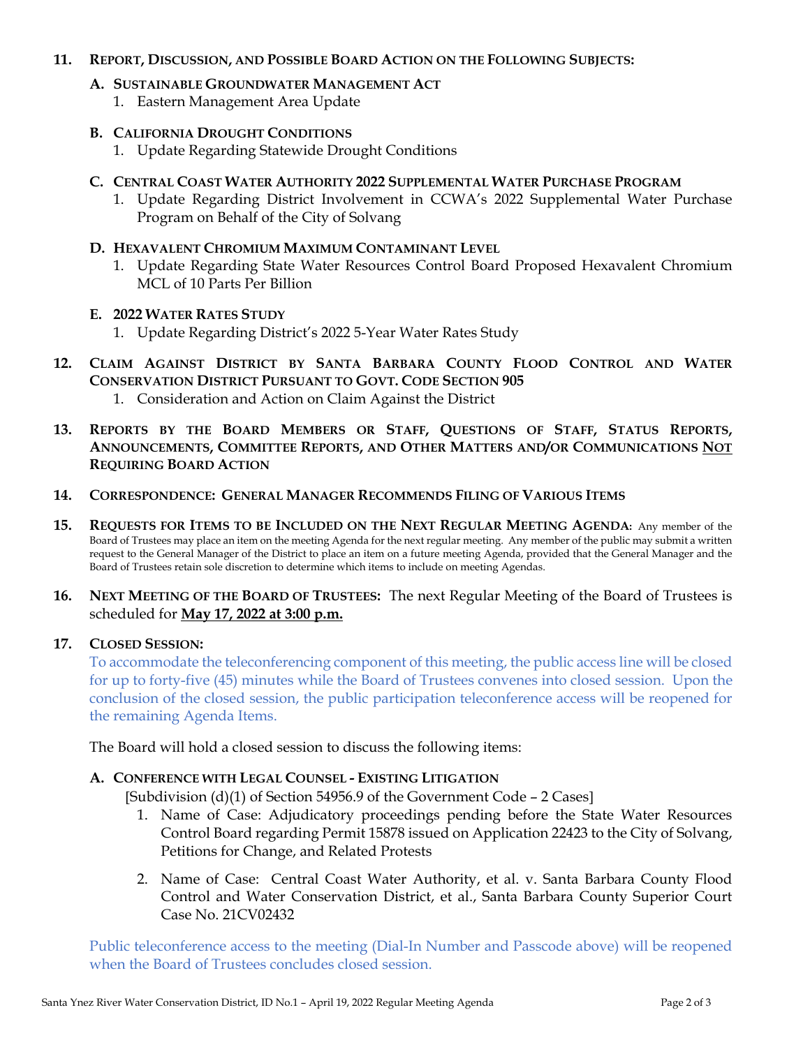## 11. REPORT, DISCUSSION, AND POSSIBLE BOARD ACTION ON THE FOLLOWING SUBJECTS:

### A. SUSTAINABLE GROUNDWATER MANAGEMENT ACT
1. Eastern Management Area Update

### B. CALIFORNIA DROUGHT CONDITIONS
1. Update Regarding Statewide Drought Conditions

### C. CENTRAL COAST WATER AUTHORITY 2022 SUPPLEMENTAL WATER PURCHASE PROGRAM
1. Update Regarding District Involvement in CCWA's 2022 Supplemental Water Purchase Program on Behalf of the City of Solvang

### D. HEXAVALENT CHROMIUM MAXIMUM CONTAMINANT LEVEL
1. Update Regarding State Water Resources Control Board Proposed Hexavalent Chromium MCL of 10 Parts Per Billion

### E. 2022 WATER RATES STUDY
1. Update Regarding District's 2022 5-Year Water Rates Study

## 12. CLAIM AGAINST DISTRICT BY SANTA BARBARA COUNTY FLOOD CONTROL AND WATER CONSERVATION DISTRICT PURSUANT TO GOVT. CODE SECTION 905
1. Consideration and Action on Claim Against the District

## 13. REPORTS BY THE BOARD MEMBERS OR STAFF, QUESTIONS OF STAFF, STATUS REPORTS, ANNOUNCEMENTS, COMMITTEE REPORTS, AND OTHER MATTERS AND/OR COMMUNICATIONS NOT REQUIRING BOARD ACTION

## 14. CORRESPONDENCE: GENERAL MANAGER RECOMMENDS FILING OF VARIOUS ITEMS

## 15. REQUESTS FOR ITEMS TO BE INCLUDED ON THE NEXT REGULAR MEETING AGENDA:
Any member of the Board of Trustees may place an item on the meeting Agenda for the next regular meeting. Any member of the public may submit a written request to the General Manager of the District to place an item on a future meeting Agenda, provided that the General Manager and the Board of Trustees retain sole discretion to determine which items to include on meeting Agendas.

## 16. NEXT MEETING OF THE BOARD OF TRUSTEES:
The next Regular Meeting of the Board of Trustees is scheduled for **May 17, 2022 at 3:00 p.m.**

## 17. CLOSED SESSION:

To accommodate the teleconferencing component of this meeting, the public access line will be closed for up to forty-five (45) minutes while the Board of Trustees convenes into closed session. Upon the conclusion of the closed session, the public participation teleconference access will be reopened for the remaining Agenda Items.

The Board will hold a closed session to discuss the following items:

### A. CONFERENCE WITH LEGAL COUNSEL - EXISTING LITIGATION
[Subdivision (d)(1) of Section 54956.9 of the Government Code – 2 Cases]

1. Name of Case: Adjudicatory proceedings pending before the State Water Resources Control Board regarding Permit 15878 issued on Application 22423 to the City of Solvang, Petitions for Change, and Related Protests

2. Name of Case: Central Coast Water Authority, et al. v. Santa Barbara County Flood Control and Water Conservation District, et al., Santa Barbara County Superior Court Case No. 21CV02432

Public teleconference access to the meeting (Dial-In Number and Passcode above) will be reopened when the Board of Trustees concludes closed session.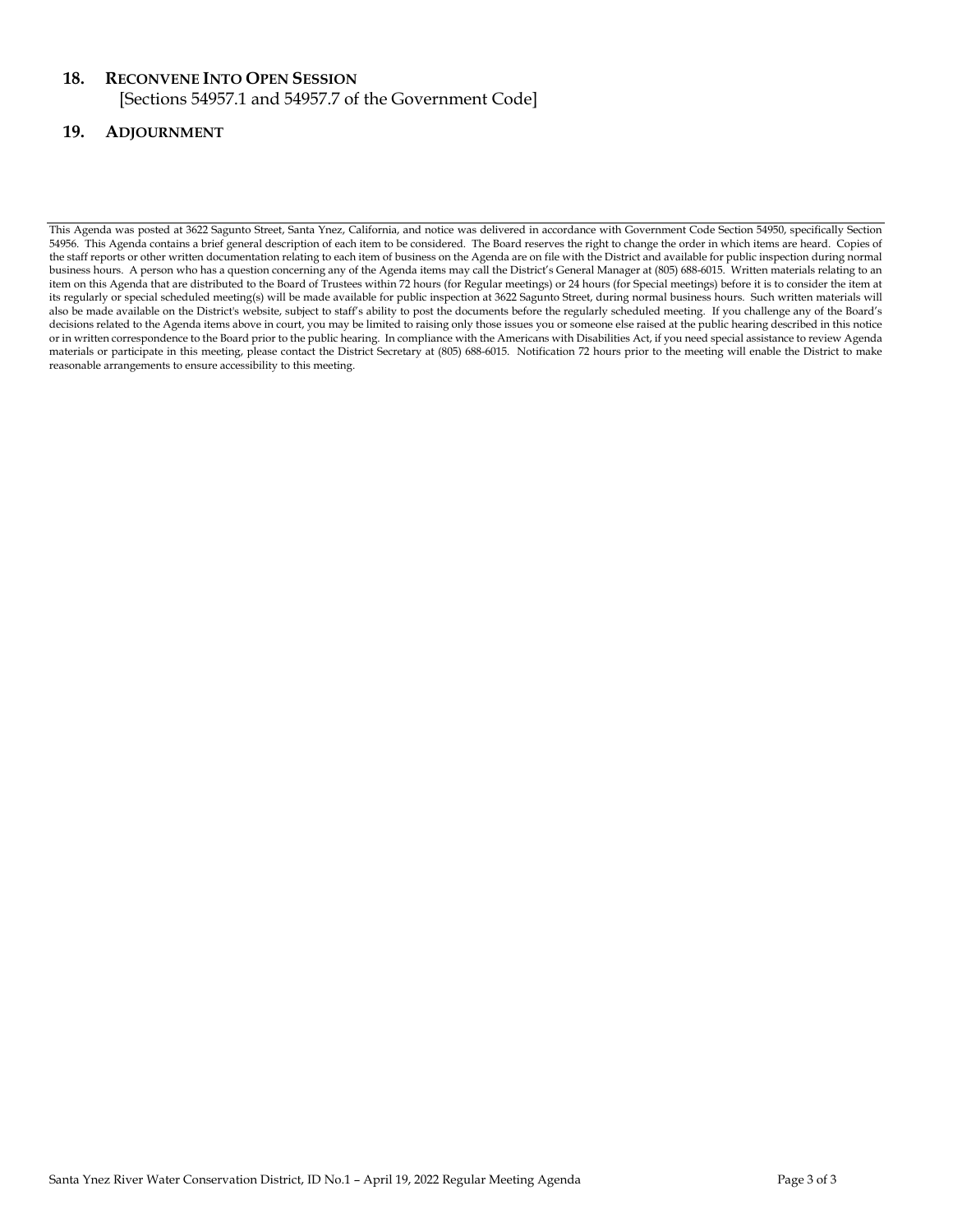## 18. RECONVENE INTO OPEN SESSION

[Sections 54957.1 and 54957.7 of the Government Code]

## 19. ADJOURNMENT

---

This Agenda was posted at 3622 Sagunto Street, Santa Ynez, California, and notice was delivered in accordance with Government Code Section 54950, specifically Section 54956. This Agenda contains a brief general description of each item to be considered. The Board reserves the right to change the order in which items are heard. Copies of the staff reports or other written documentation relating to each item of business on the Agenda are on file with the District and available for public inspection during normal business hours. A person who has a question concerning any of the Agenda items may call the District's General Manager at (805) 688-6015. Written materials relating to an item on this Agenda that are distributed to the Board of Trustees within 72 hours (for Regular meetings) or 24 hours (for Special meetings) before it is to consider the item at its regularly or special scheduled meeting(s) will be made available for public inspection at 3622 Sagunto Street, during normal business hours. Such written materials will also be made available on the District's website, subject to staff's ability to post the documents before the regularly scheduled meeting. If you challenge any of the Board's decisions related to the Agenda items above in court, you may be limited to raising only those issues you or someone else raised at the public hearing described in this notice or in written correspondence to the Board prior to the public hearing. In compliance with the Americans with Disabilities Act, if you need special assistance to review Agenda materials or participate in this meeting, please contact the District Secretary at (805) 688-6015. Notification 72 hours prior to the meeting will enable the District to make reasonable arrangements to ensure accessibility to this meeting.